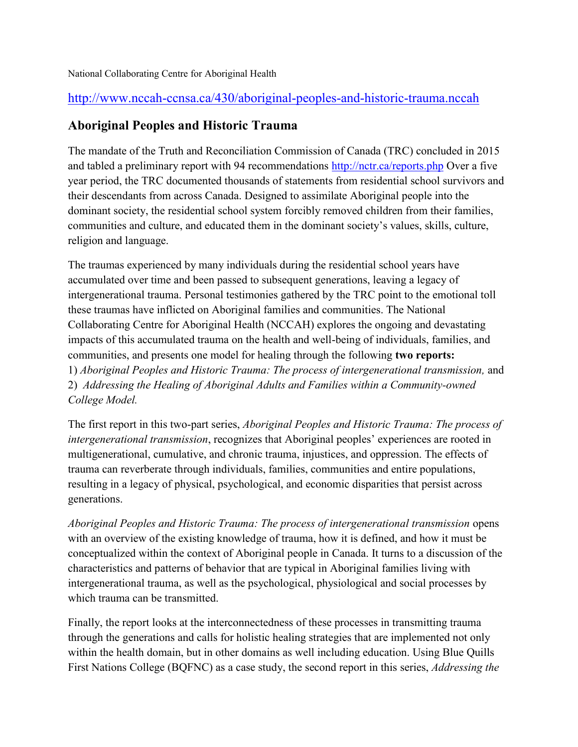National Collaborating Centre for Aboriginal Health

http://www.nccah-ccnsa.ca/430/aboriginal-peoples-and-historic-trauma.nccah

## Aboriginal Peoples and Historic Trauma

The mandate of the Truth and Reconciliation Commission of Canada (TRC) concluded in 2015 and tabled a preliminary report with 94 recommendations http://nctr.ca/reports.php Over a five year period, the TRC documented thousands of statements from residential school survivors and their descendants from across Canada. Designed to assimilate Aboriginal people into the dominant society, the residential school system forcibly removed children from their families, communities and culture, and educated them in the dominant society's values, skills, culture, religion and language.

The traumas experienced by many individuals during the residential school years have accumulated over time and been passed to subsequent generations, leaving a legacy of intergenerational trauma. Personal testimonies gathered by the TRC point to the emotional toll these traumas have inflicted on Aboriginal families and communities. The National Collaborating Centre for Aboriginal Health (NCCAH) explores the ongoing and devastating impacts of this accumulated trauma on the health and well-being of individuals, families, and communities, and presents one model for healing through the following **two reports:**
1) *Aboriginal Peoples and Historic Trauma: The process of intergenerational transmission,* and
2) *Addressing the Healing of Aboriginal Adults and Families within a Community-owned College Model.*

The first report in this two-part series, *Aboriginal Peoples and Historic Trauma: The process of intergenerational transmission*, recognizes that Aboriginal peoples' experiences are rooted in multigenerational, cumulative, and chronic trauma, injustices, and oppression. The effects of trauma can reverberate through individuals, families, communities and entire populations, resulting in a legacy of physical, psychological, and economic disparities that persist across generations.

*Aboriginal Peoples and Historic Trauma: The process of intergenerational transmission* opens with an overview of the existing knowledge of trauma, how it is defined, and how it must be conceptualized within the context of Aboriginal people in Canada. It turns to a discussion of the characteristics and patterns of behavior that are typical in Aboriginal families living with intergenerational trauma, as well as the psychological, physiological and social processes by which trauma can be transmitted.

Finally, the report looks at the interconnectedness of these processes in transmitting trauma through the generations and calls for holistic healing strategies that are implemented not only within the health domain, but in other domains as well including education. Using Blue Quills First Nations College (BQFNC) as a case study, the second report in this series, *Addressing the*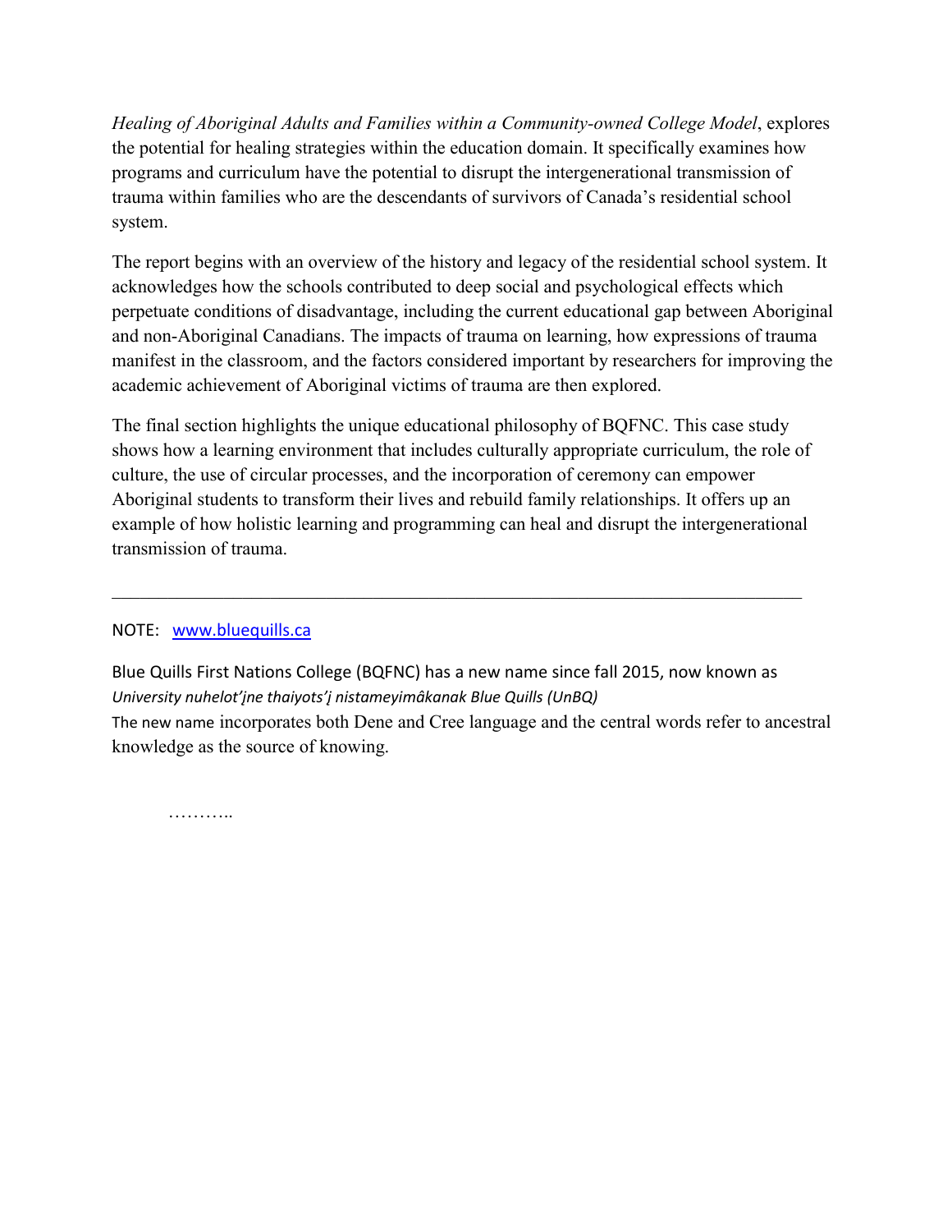*Healing of Aboriginal Adults and Families within a Community-owned College Model*, explores the potential for healing strategies within the education domain. It specifically examines how programs and curriculum have the potential to disrupt the intergenerational transmission of trauma within families who are the descendants of survivors of Canada's residential school system.

The report begins with an overview of the history and legacy of the residential school system. It acknowledges how the schools contributed to deep social and psychological effects which perpetuate conditions of disadvantage, including the current educational gap between Aboriginal and non-Aboriginal Canadians. The impacts of trauma on learning, how expressions of trauma manifest in the classroom, and the factors considered important by researchers for improving the academic achievement of Aboriginal victims of trauma are then explored.

The final section highlights the unique educational philosophy of BQFNC. This case study shows how a learning environment that includes culturally appropriate curriculum, the role of culture, the use of circular processes, and the incorporation of ceremony can empower Aboriginal students to transform their lives and rebuild family relationships. It offers up an example of how holistic learning and programming can heal and disrupt the intergenerational transmission of trauma.

---

NOTE: [www.bluequills.ca](http://www.bluequills.ca)

Blue Quills First Nations College (BQFNC) has a new name since fall 2015, now known as *University nuhelot'įne thaiyots'į nistameyimâkanak Blue Quills (UnBQ)*
The new name incorporates both Dene and Cree language and the central words refer to ancestral knowledge as the source of knowing.

………..